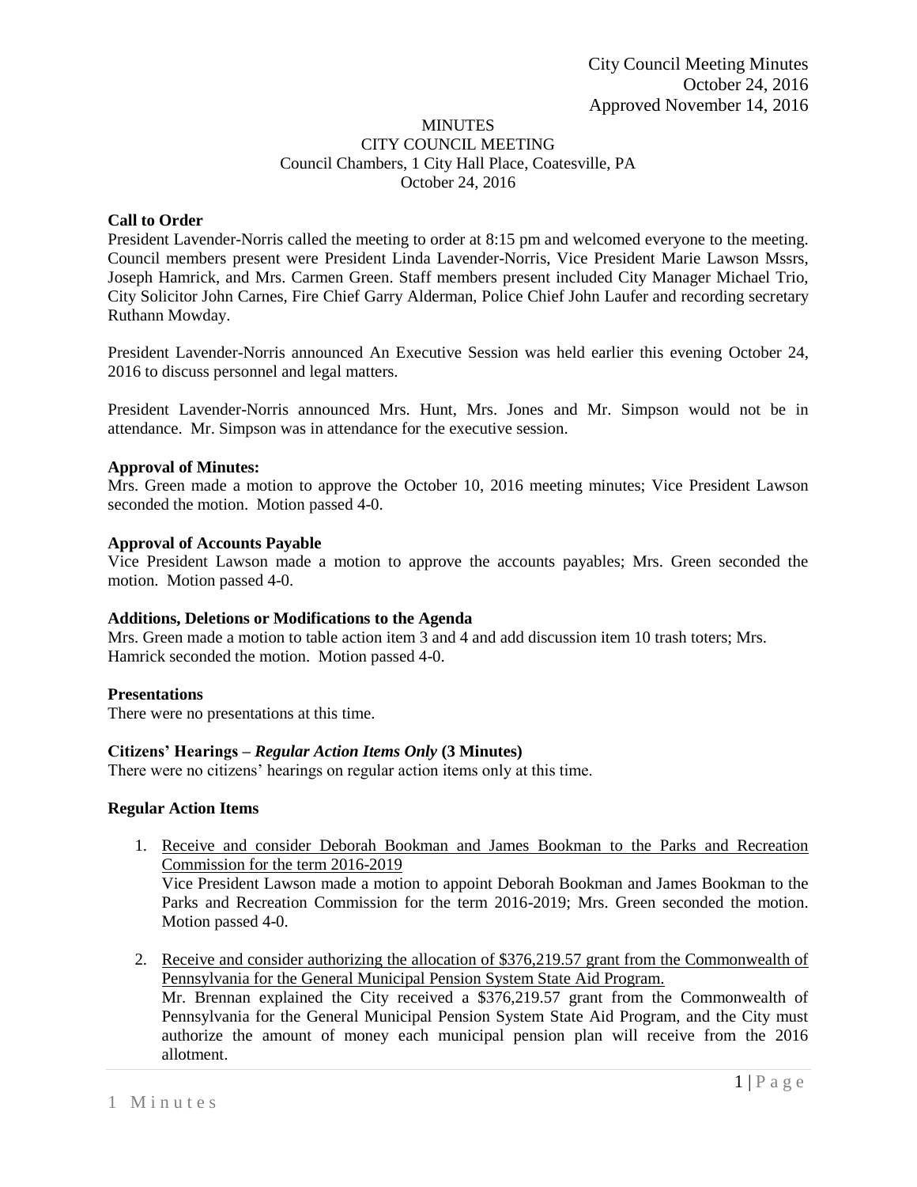City Council Meeting Minutes
October 24, 2016
Approved November 14, 2016

# MINUTES
## CITY COUNCIL MEETING
Council Chambers, 1 City Hall Place, Coatesville, PA
October 24, 2016

**Call to Order**
President Lavender-Norris called the meeting to order at 8:15 pm and welcomed everyone to the meeting. Council members present were President Linda Lavender-Norris, Vice President Marie Lawson Mssrs, Joseph Hamrick, and Mrs. Carmen Green. Staff members present included City Manager Michael Trio, City Solicitor John Carnes, Fire Chief Garry Alderman, Police Chief John Laufer and recording secretary Ruthann Mowday.

President Lavender-Norris announced An Executive Session was held earlier this evening October 24, 2016 to discuss personnel and legal matters.

President Lavender-Norris announced Mrs. Hunt, Mrs. Jones and Mr. Simpson would not be in attendance. Mr. Simpson was in attendance for the executive session.

**Approval of Minutes:**
Mrs. Green made a motion to approve the October 10, 2016 meeting minutes; Vice President Lawson seconded the motion. Motion passed 4-0.

**Approval of Accounts Payable**
Vice President Lawson made a motion to approve the accounts payables; Mrs. Green seconded the motion. Motion passed 4-0.

**Additions, Deletions or Modifications to the Agenda**
Mrs. Green made a motion to table action item 3 and 4 and add discussion item 10 trash toters; Mrs. Hamrick seconded the motion. Motion passed 4-0.

**Presentations**
There were no presentations at this time.

**Citizens' Hearings – *Regular Action Items Only* (3 Minutes)**
There were no citizens' hearings on regular action items only at this time.

**Regular Action Items**

1. Receive and consider Deborah Bookman and James Bookman to the Parks and Recreation Commission for the term 2016-2019
   Vice President Lawson made a motion to appoint Deborah Bookman and James Bookman to the Parks and Recreation Commission for the term 2016-2019; Mrs. Green seconded the motion. Motion passed 4-0.

2. Receive and consider authorizing the allocation of $376,219.57 grant from the Commonwealth of Pennsylvania for the General Municipal Pension System State Aid Program.
   Mr. Brennan explained the City received a $376,219.57 grant from the Commonwealth of Pennsylvania for the General Municipal Pension System State Aid Program, and the City must authorize the amount of money each municipal pension plan will receive from the 2016 allotment.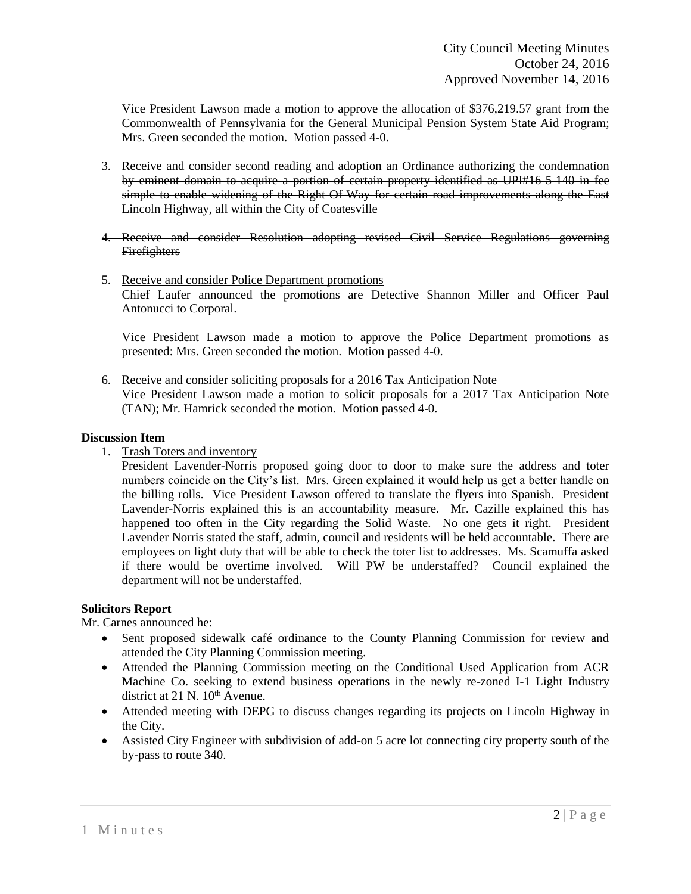Vice President Lawson made a motion to approve the allocation of $376,219.57 grant from the Commonwealth of Pennsylvania for the General Municipal Pension System State Aid Program; Mrs. Green seconded the motion. Motion passed 4-0.

3. ~~Receive and consider second reading and adoption an Ordinance authorizing the condemnation by eminent domain to acquire a portion of certain property identified as UPI#16-5-140 in fee simple to enable widening of the Right-Of-Way for certain road improvements along the East Lincoln Highway, all within the City of Coatesville~~

4. ~~Receive and consider Resolution adopting revised Civil Service Regulations governing Firefighters~~

5. Receive and consider Police Department promotions
   Chief Laufer announced the promotions are Detective Shannon Miller and Officer Paul Antonucci to Corporal.

   Vice President Lawson made a motion to approve the Police Department promotions as presented: Mrs. Green seconded the motion. Motion passed 4-0.

6. Receive and consider soliciting proposals for a 2016 Tax Anticipation Note
   Vice President Lawson made a motion to solicit proposals for a 2017 Tax Anticipation Note (TAN); Mr. Hamrick seconded the motion. Motion passed 4-0.

**Discussion Item**

1. Trash Toters and inventory
   President Lavender-Norris proposed going door to door to make sure the address and toter numbers coincide on the City's list. Mrs. Green explained it would help us get a better handle on the billing rolls. Vice President Lawson offered to translate the flyers into Spanish. President Lavender-Norris explained this is an accountability measure. Mr. Cazille explained this has happened too often in the City regarding the Solid Waste. No one gets it right. President Lavender Norris stated the staff, admin, council and residents will be held accountable. There are employees on light duty that will be able to check the toter list to addresses. Ms. Scamuffa asked if there would be overtime involved. Will PW be understaffed? Council explained the department will not be understaffed.

**Solicitors Report**

Mr. Carnes announced he:

- Sent proposed sidewalk café ordinance to the County Planning Commission for review and attended the City Planning Commission meeting.
- Attended the Planning Commission meeting on the Conditional Used Application from ACR Machine Co. seeking to extend business operations in the newly re-zoned I-1 Light Industry district at 21 N. 10th Avenue.
- Attended meeting with DEPG to discuss changes regarding its projects on Lincoln Highway in the City.
- Assisted City Engineer with subdivision of add-on 5 acre lot connecting city property south of the by-pass to route 340.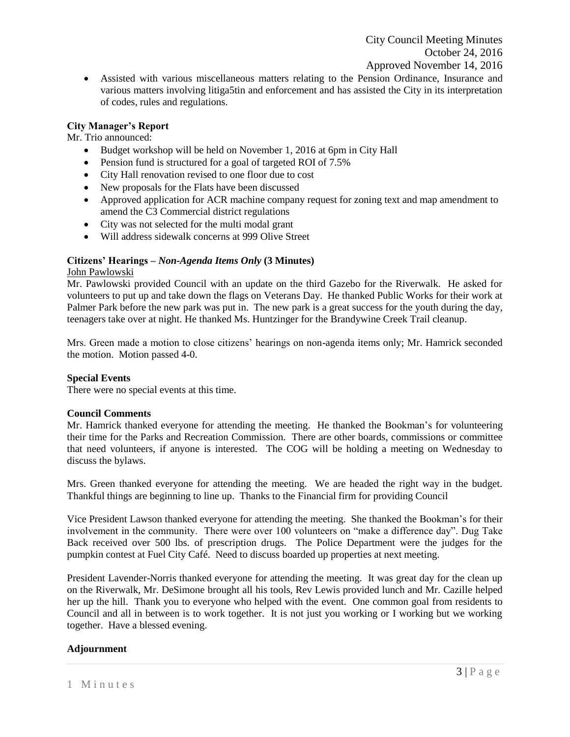- Assisted with various miscellaneous matters relating to the Pension Ordinance, Insurance and various matters involving litiga5tin and enforcement and has assisted the City in its interpretation of codes, rules and regulations.

**City Manager's Report**

Mr. Trio announced:

- Budget workshop will be held on November 1, 2016 at 6pm in City Hall
- Pension fund is structured for a goal of targeted ROI of 7.5%
- City Hall renovation revised to one floor due to cost
- New proposals for the Flats have been discussed
- Approved application for ACR machine company request for zoning text and map amendment to amend the C3 Commercial district regulations
- City was not selected for the multi modal grant
- Will address sidewalk concerns at 999 Olive Street

**Citizens' Hearings –** ***Non-Agenda Items Only*** **(3 Minutes)**

John Pawlowski

Mr. Pawlowski provided Council with an update on the third Gazebo for the Riverwalk. He asked for volunteers to put up and take down the flags on Veterans Day. He thanked Public Works for their work at Palmer Park before the new park was put in. The new park is a great success for the youth during the day, teenagers take over at night. He thanked Ms. Huntzinger for the Brandywine Creek Trail cleanup.

Mrs. Green made a motion to close citizens' hearings on non-agenda items only; Mr. Hamrick seconded the motion. Motion passed 4-0.

**Special Events**

There were no special events at this time.

**Council Comments**

Mr. Hamrick thanked everyone for attending the meeting. He thanked the Bookman's for volunteering their time for the Parks and Recreation Commission. There are other boards, commissions or committee that need volunteers, if anyone is interested. The COG will be holding a meeting on Wednesday to discuss the bylaws.

Mrs. Green thanked everyone for attending the meeting. We are headed the right way in the budget. Thankful things are beginning to line up. Thanks to the Financial firm for providing Council

Vice President Lawson thanked everyone for attending the meeting. She thanked the Bookman's for their involvement in the community. There were over 100 volunteers on "make a difference day". Dug Take Back received over 500 lbs. of prescription drugs. The Police Department were the judges for the pumpkin contest at Fuel City Café. Need to discuss boarded up properties at next meeting.

President Lavender-Norris thanked everyone for attending the meeting. It was great day for the clean up on the Riverwalk, Mr. DeSimone brought all his tools, Rev Lewis provided lunch and Mr. Cazille helped her up the hill. Thank you to everyone who helped with the event. One common goal from residents to Council and all in between is to work together. It is not just you working or I working but we working together. Have a blessed evening.

**Adjournment**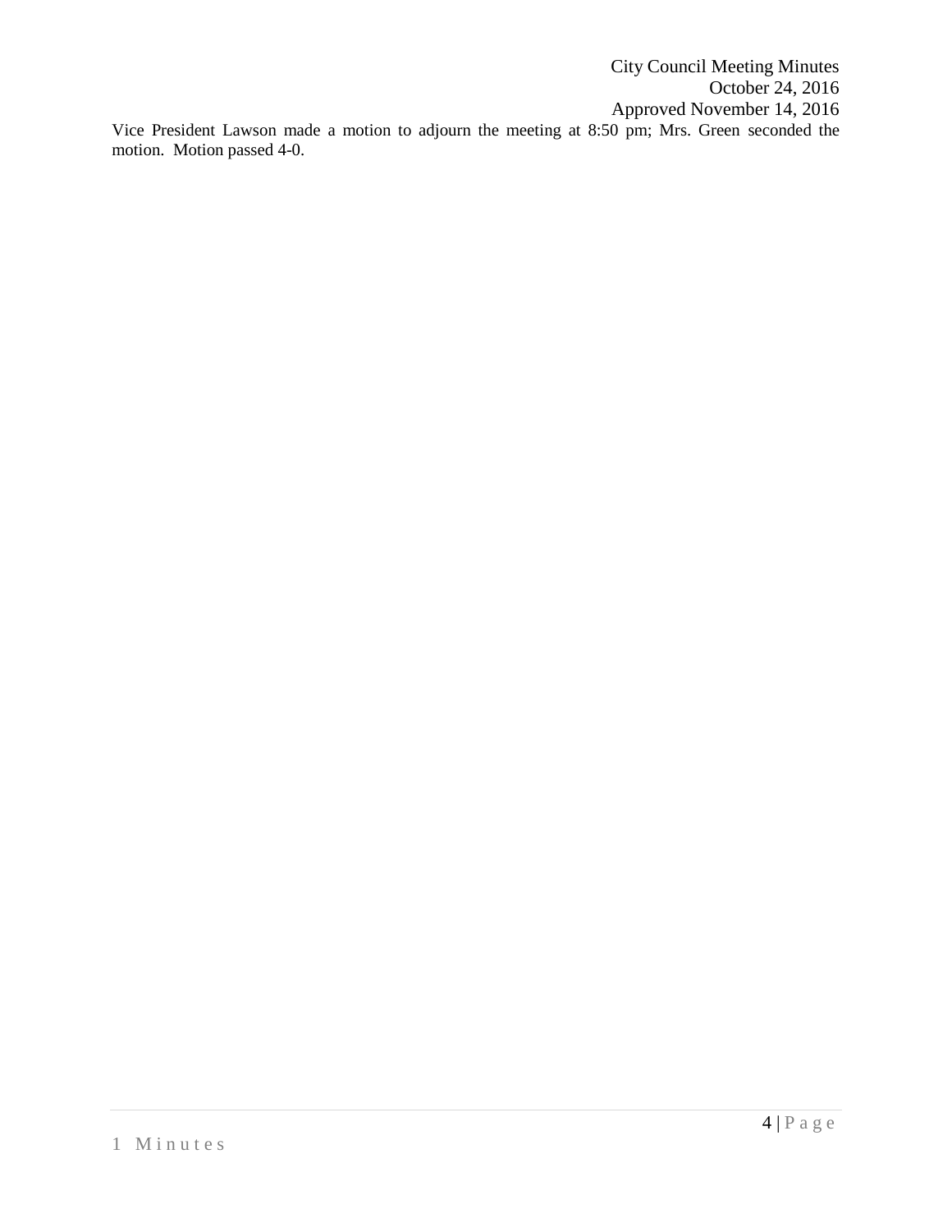Vice President Lawson made a motion to adjourn the meeting at 8:50 pm; Mrs. Green seconded the motion. Motion passed 4-0.